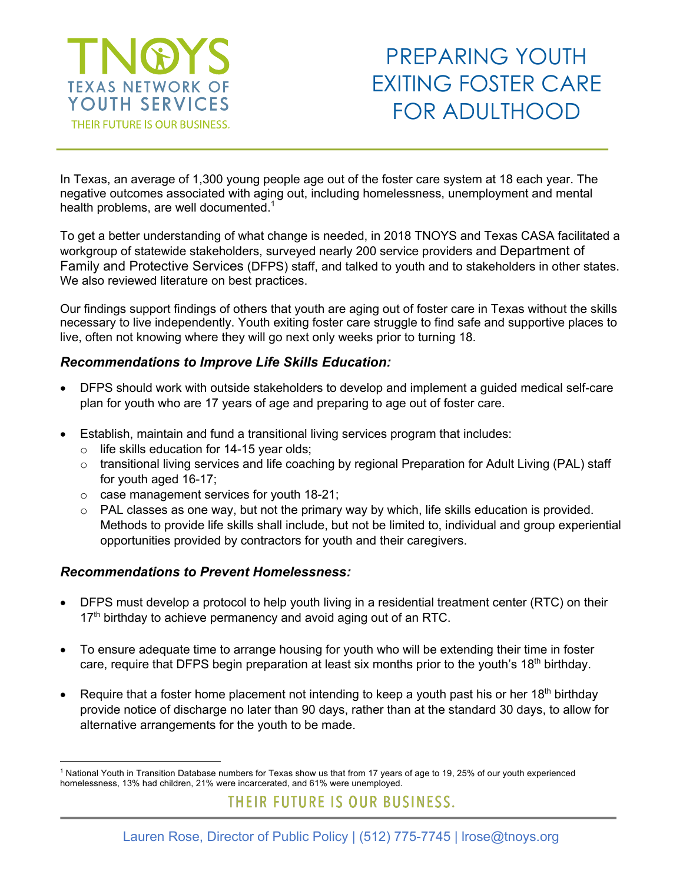TNOYS

TEXAS NETWORK OF YOUTH SERVICES

THEIR FUTURE IS OUR BUSINESS.

# PREPARING YOUTH EXITING FOSTER CARE FOR ADULTHOOD

In Texas, an average of 1,300 young people age out of the foster care system at 18 each year. The negative outcomes associated with aging out, including homelessness, unemployment and mental health problems, are well documented.[1]

To get a better understanding of what change is needed, in 2018 TNOYS and Texas CASA facilitated a workgroup of statewide stakeholders, surveyed nearly 200 service providers and Department of Family and Protective Services (DFPS) staff, and talked to youth and to stakeholders in other states. We also reviewed literature on best practices.

Our findings support findings of others that youth are aging out of foster care in Texas without the skills necessary to live independently. Youth exiting foster care struggle to find safe and supportive places to live, often not knowing where they will go next only weeks prior to turning 18.

### *Recommendations to Improve Life Skills Education:*

- DFPS should work with outside stakeholders to develop and implement a guided medical self-care plan for youth who are 17 years of age and preparing to age out of foster care.
- Establish, maintain and fund a transitional living services program that includes:
  - life skills education for 14-15 year olds;
  - transitional living services and life coaching by regional Preparation for Adult Living (PAL) staff for youth aged 16-17;
  - case management services for youth 18-21;
  - PAL classes as one way, but not the primary way by which, life skills education is provided. Methods to provide life skills shall include, but not be limited to, individual and group experiential opportunities provided by contractors for youth and their caregivers.

### *Recommendations to Prevent Homelessness:*

- DFPS must develop a protocol to help youth living in a residential treatment center (RTC) on their 17th birthday to achieve permanency and avoid aging out of an RTC.
- To ensure adequate time to arrange housing for youth who will be extending their time in foster care, require that DFPS begin preparation at least six months prior to the youth's 18th birthday.
- Require that a foster home placement not intending to keep a youth past his or her 18th birthday provide notice of discharge no later than 90 days, rather than at the standard 30 days, to allow for alternative arrangements for the youth to be made.

---

[1] National Youth in Transition Database numbers for Texas show us that from 17 years of age to 19, 25% of our youth experienced homelessness, 13% had children, 21% were incarcerated, and 61% were unemployed.

THEIR FUTURE IS OUR BUSINESS.

Lauren Rose, Director of Public Policy | (512) 775-7745 | lrose@tnoys.org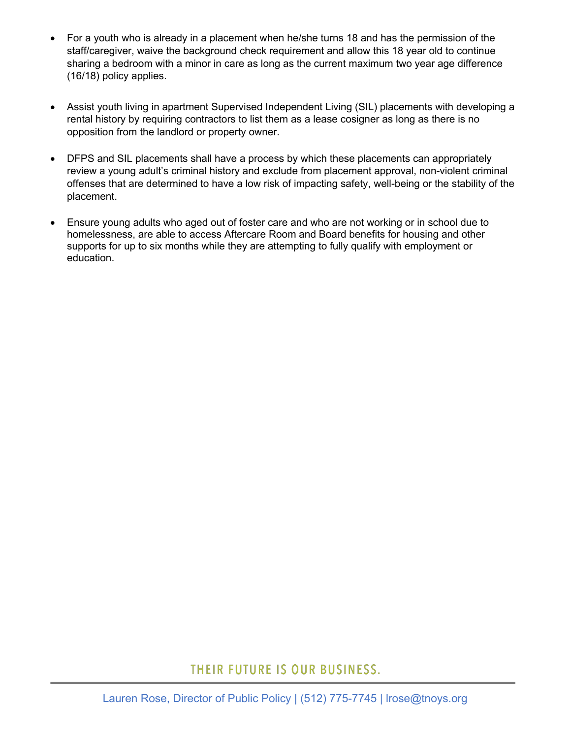- For a youth who is already in a placement when he/she turns 18 and has the permission of the staff/caregiver, waive the background check requirement and allow this 18 year old to continue sharing a bedroom with a minor in care as long as the current maximum two year age difference (16/18) policy applies.

- Assist youth living in apartment Supervised Independent Living (SIL) placements with developing a rental history by requiring contractors to list them as a lease cosigner as long as there is no opposition from the landlord or property owner.

- DFPS and SIL placements shall have a process by which these placements can appropriately review a young adult's criminal history and exclude from placement approval, non-violent criminal offenses that are determined to have a low risk of impacting safety, well-being or the stability of the placement.

- Ensure young adults who aged out of foster care and who are not working or in school due to homelessness, are able to access Aftercare Room and Board benefits for housing and other supports for up to six months while they are attempting to fully qualify with employment or education.

THEIR FUTURE IS OUR BUSINESS.

Lauren Rose, Director of Public Policy | (512) 775-7745 | lrose@tnoys.org